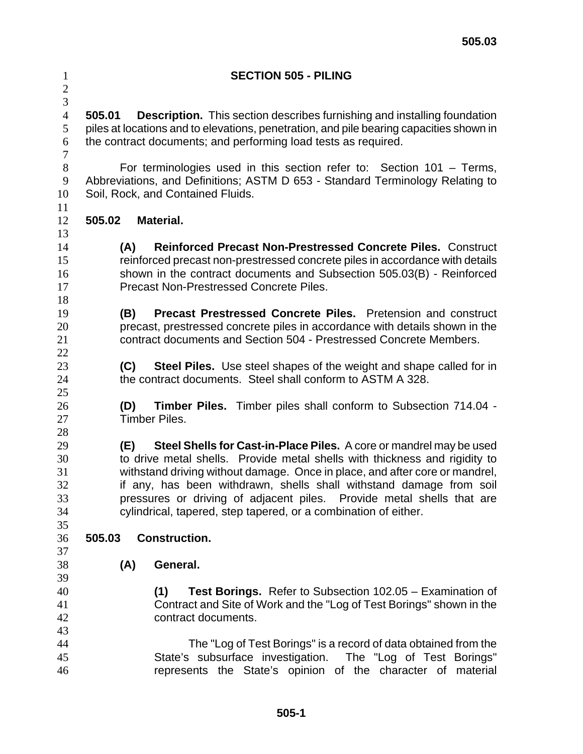# SECTION 505 - PILING

**505.01 Description.** This section describes furnishing and installing foundation piles at locations and to elevations, penetration, and pile bearing capacities shown in the contract documents; and performing load tests as required.

For terminologies used in this section refer to: Section 101 – Terms, Abbreviations, and Definitions; ASTM D 653 - Standard Terminology Relating to Soil, Rock, and Contained Fluids.

**505.02 Material.**

**(A) Reinforced Precast Non-Prestressed Concrete Piles.** Construct reinforced precast non-prestressed concrete piles in accordance with details shown in the contract documents and Subsection 505.03(B) - Reinforced Precast Non-Prestressed Concrete Piles.

**(B) Precast Prestressed Concrete Piles.** Pretension and construct precast, prestressed concrete piles in accordance with details shown in the contract documents and Section 504 - Prestressed Concrete Members.

**(C) Steel Piles.** Use steel shapes of the weight and shape called for in the contract documents. Steel shall conform to ASTM A 328.

**(D) Timber Piles.** Timber piles shall conform to Subsection 714.04 - Timber Piles.

**(E) Steel Shells for Cast-in-Place Piles.** A core or mandrel may be used to drive metal shells. Provide metal shells with thickness and rigidity to withstand driving without damage. Once in place, and after core or mandrel, if any, has been withdrawn, shells shall withstand damage from soil pressures or driving of adjacent piles. Provide metal shells that are cylindrical, tapered, step tapered, or a combination of either.

**505.03 Construction.**

**(A) General.**

**(1) Test Borings.** Refer to Subsection 102.05 – Examination of Contract and Site of Work and the "Log of Test Borings" shown in the contract documents.

The "Log of Test Borings" is a record of data obtained from the State's subsurface investigation. The "Log of Test Borings" represents the State's opinion of the character of material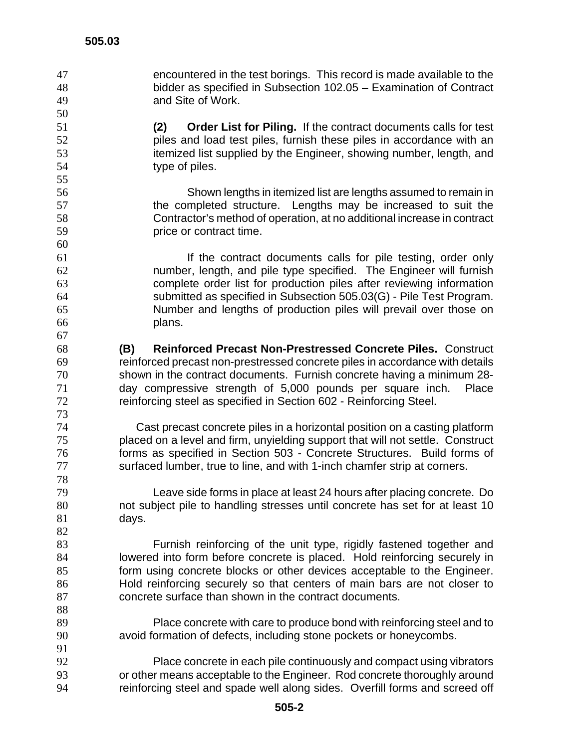encountered in the test borings. This record is made available to the bidder as specified in Subsection 102.05 – Examination of Contract and Site of Work.

**(2) Order List for Piling.** If the contract documents calls for test piles and load test piles, furnish these piles in accordance with an itemized list supplied by the Engineer, showing number, length, and type of piles.

Shown lengths in itemized list are lengths assumed to remain in the completed structure. Lengths may be increased to suit the Contractor's method of operation, at no additional increase in contract price or contract time.

If the contract documents calls for pile testing, order only number, length, and pile type specified. The Engineer will furnish complete order list for production piles after reviewing information submitted as specified in Subsection 505.03(G) - Pile Test Program. Number and lengths of production piles will prevail over those on plans.

**(B) Reinforced Precast Non-Prestressed Concrete Piles.** Construct reinforced precast non-prestressed concrete piles in accordance with details shown in the contract documents. Furnish concrete having a minimum 28-day compressive strength of 5,000 pounds per square inch. Place reinforcing steel as specified in Section 602 - Reinforcing Steel.

Cast precast concrete piles in a horizontal position on a casting platform placed on a level and firm, unyielding support that will not settle. Construct forms as specified in Section 503 - Concrete Structures. Build forms of surfaced lumber, true to line, and with 1-inch chamfer strip at corners.

Leave side forms in place at least 24 hours after placing concrete. Do not subject pile to handling stresses until concrete has set for at least 10 days.

Furnish reinforcing of the unit type, rigidly fastened together and lowered into form before concrete is placed. Hold reinforcing securely in form using concrete blocks or other devices acceptable to the Engineer. Hold reinforcing securely so that centers of main bars are not closer to concrete surface than shown in the contract documents.

Place concrete with care to produce bond with reinforcing steel and to avoid formation of defects, including stone pockets or honeycombs.

Place concrete in each pile continuously and compact using vibrators or other means acceptable to the Engineer. Rod concrete thoroughly around reinforcing steel and spade well along sides. Overfill forms and screed off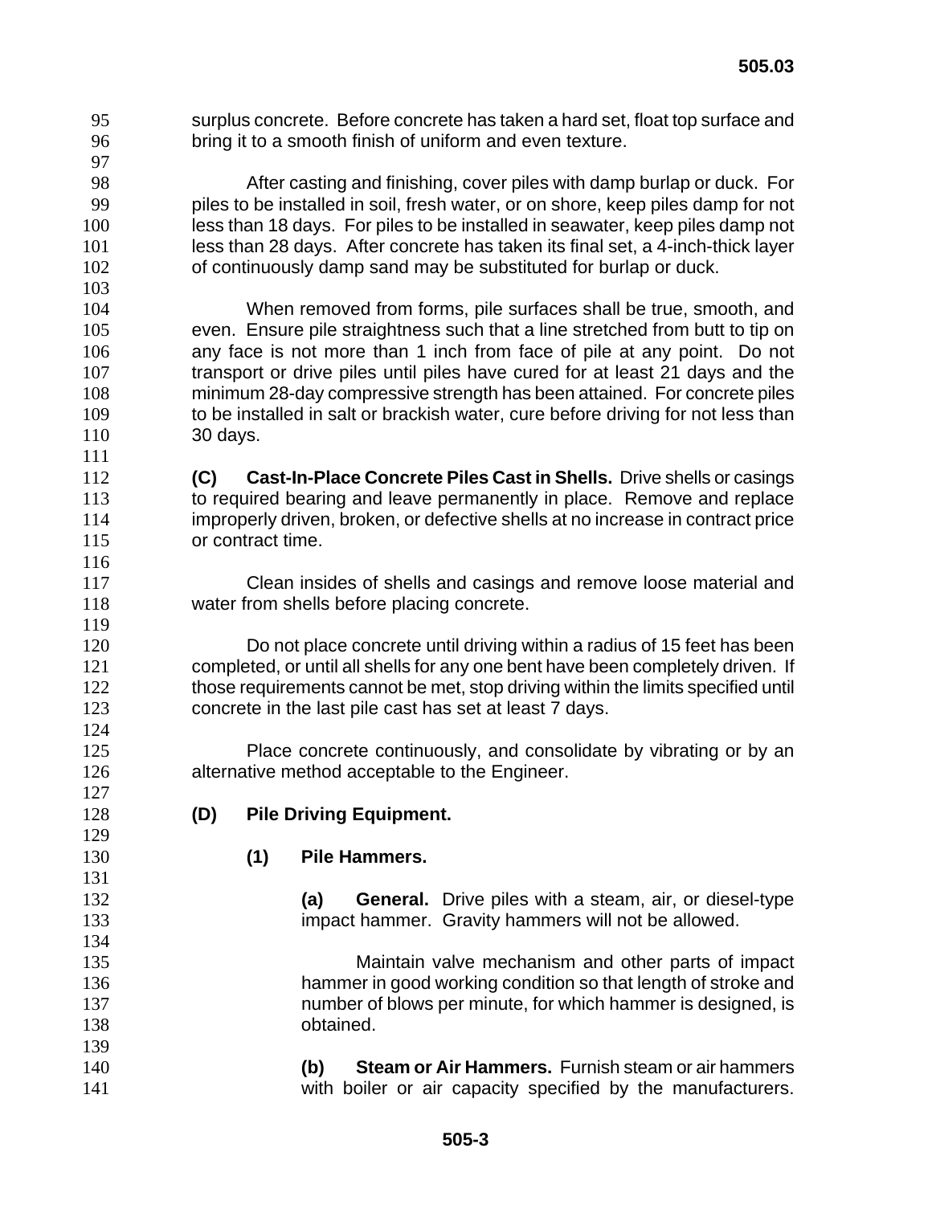surplus concrete. Before concrete has taken a hard set, float top surface and bring it to a smooth finish of uniform and even texture.

After casting and finishing, cover piles with damp burlap or duck. For piles to be installed in soil, fresh water, or on shore, keep piles damp for not less than 18 days. For piles to be installed in seawater, keep piles damp not less than 28 days. After concrete has taken its final set, a 4-inch-thick layer of continuously damp sand may be substituted for burlap or duck.

When removed from forms, pile surfaces shall be true, smooth, and even. Ensure pile straightness such that a line stretched from butt to tip on any face is not more than 1 inch from face of pile at any point. Do not transport or drive piles until piles have cured for at least 21 days and the minimum 28-day compressive strength has been attained. For concrete piles to be installed in salt or brackish water, cure before driving for not less than 30 days.

**(C) Cast-In-Place Concrete Piles Cast in Shells.** Drive shells or casings to required bearing and leave permanently in place. Remove and replace improperly driven, broken, or defective shells at no increase in contract price or contract time.

Clean insides of shells and casings and remove loose material and water from shells before placing concrete.

Do not place concrete until driving within a radius of 15 feet has been completed, or until all shells for any one bent have been completely driven. If those requirements cannot be met, stop driving within the limits specified until concrete in the last pile cast has set at least 7 days.

Place concrete continuously, and consolidate by vibrating or by an alternative method acceptable to the Engineer.

**(D) Pile Driving Equipment.**

**(1) Pile Hammers.**

**(a) General.** Drive piles with a steam, air, or diesel-type impact hammer. Gravity hammers will not be allowed.

Maintain valve mechanism and other parts of impact hammer in good working condition so that length of stroke and number of blows per minute, for which hammer is designed, is obtained.

**(b) Steam or Air Hammers.** Furnish steam or air hammers with boiler or air capacity specified by the manufacturers.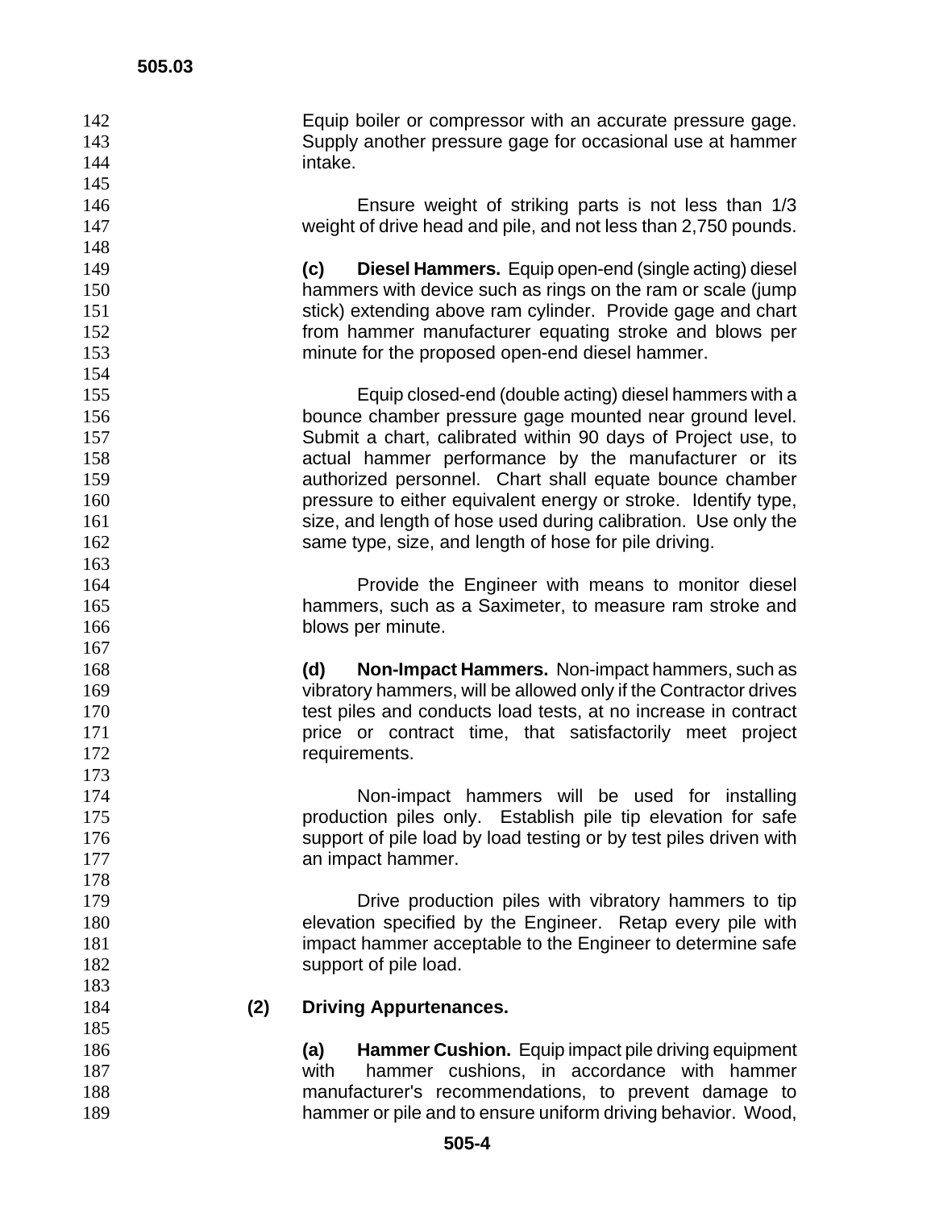Equip boiler or compressor with an accurate pressure gage. Supply another pressure gage for occasional use at hammer intake.

Ensure weight of striking parts is not less than 1/3 weight of drive head and pile, and not less than 2,750 pounds.

**(c) Diesel Hammers.** Equip open-end (single acting) diesel hammers with device such as rings on the ram or scale (jump stick) extending above ram cylinder. Provide gage and chart from hammer manufacturer equating stroke and blows per minute for the proposed open-end diesel hammer.

Equip closed-end (double acting) diesel hammers with a bounce chamber pressure gage mounted near ground level. Submit a chart, calibrated within 90 days of Project use, to actual hammer performance by the manufacturer or its authorized personnel. Chart shall equate bounce chamber pressure to either equivalent energy or stroke. Identify type, size, and length of hose used during calibration. Use only the same type, size, and length of hose for pile driving.

Provide the Engineer with means to monitor diesel hammers, such as a Saximeter, to measure ram stroke and blows per minute.

**(d) Non-Impact Hammers.** Non-impact hammers, such as vibratory hammers, will be allowed only if the Contractor drives test piles and conducts load tests, at no increase in contract price or contract time, that satisfactorily meet project requirements.

Non-impact hammers will be used for installing production piles only. Establish pile tip elevation for safe support of pile load by load testing or by test piles driven with an impact hammer.

Drive production piles with vibratory hammers to tip elevation specified by the Engineer. Retap every pile with impact hammer acceptable to the Engineer to determine safe support of pile load.

**(2) Driving Appurtenances.**

**(a) Hammer Cushion.** Equip impact pile driving equipment with hammer cushions, in accordance with hammer manufacturer's recommendations, to prevent damage to hammer or pile and to ensure uniform driving behavior. Wood,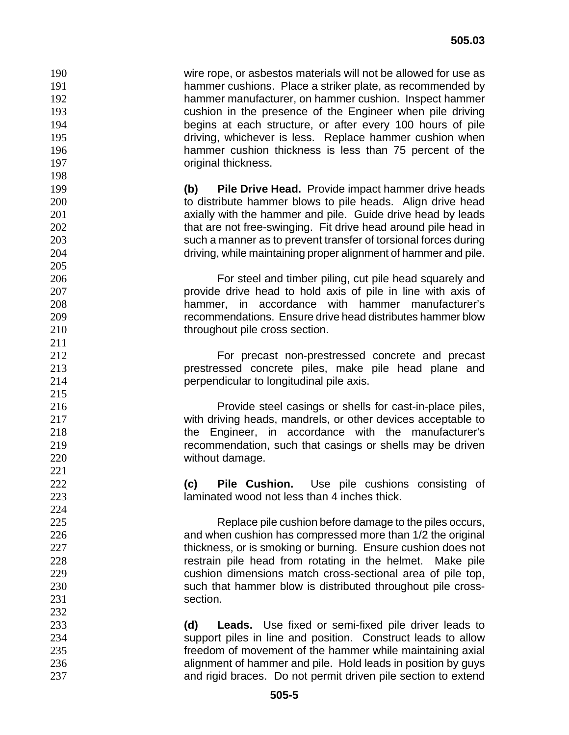wire rope, or asbestos materials will not be allowed for use as hammer cushions. Place a striker plate, as recommended by hammer manufacturer, on hammer cushion. Inspect hammer cushion in the presence of the Engineer when pile driving begins at each structure, or after every 100 hours of pile driving, whichever is less. Replace hammer cushion when hammer cushion thickness is less than 75 percent of the original thickness.

**(b) Pile Drive Head.** Provide impact hammer drive heads to distribute hammer blows to pile heads. Align drive head axially with the hammer and pile. Guide drive head by leads that are not free-swinging. Fit drive head around pile head in such a manner as to prevent transfer of torsional forces during driving, while maintaining proper alignment of hammer and pile.

For steel and timber piling, cut pile head squarely and provide drive head to hold axis of pile in line with axis of hammer, in accordance with hammer manufacturer's recommendations. Ensure drive head distributes hammer blow throughout pile cross section.

For precast non-prestressed concrete and precast prestressed concrete piles, make pile head plane and perpendicular to longitudinal pile axis.

Provide steel casings or shells for cast-in-place piles, with driving heads, mandrels, or other devices acceptable to the Engineer, in accordance with the manufacturer's recommendation, such that casings or shells may be driven without damage.

**(c) Pile Cushion.** Use pile cushions consisting of laminated wood not less than 4 inches thick.

Replace pile cushion before damage to the piles occurs, and when cushion has compressed more than 1/2 the original thickness, or is smoking or burning. Ensure cushion does not restrain pile head from rotating in the helmet. Make pile cushion dimensions match cross-sectional area of pile top, such that hammer blow is distributed throughout pile cross-section.

**(d) Leads.** Use fixed or semi-fixed pile driver leads to support piles in line and position. Construct leads to allow freedom of movement of the hammer while maintaining axial alignment of hammer and pile. Hold leads in position by guys and rigid braces. Do not permit driven pile section to extend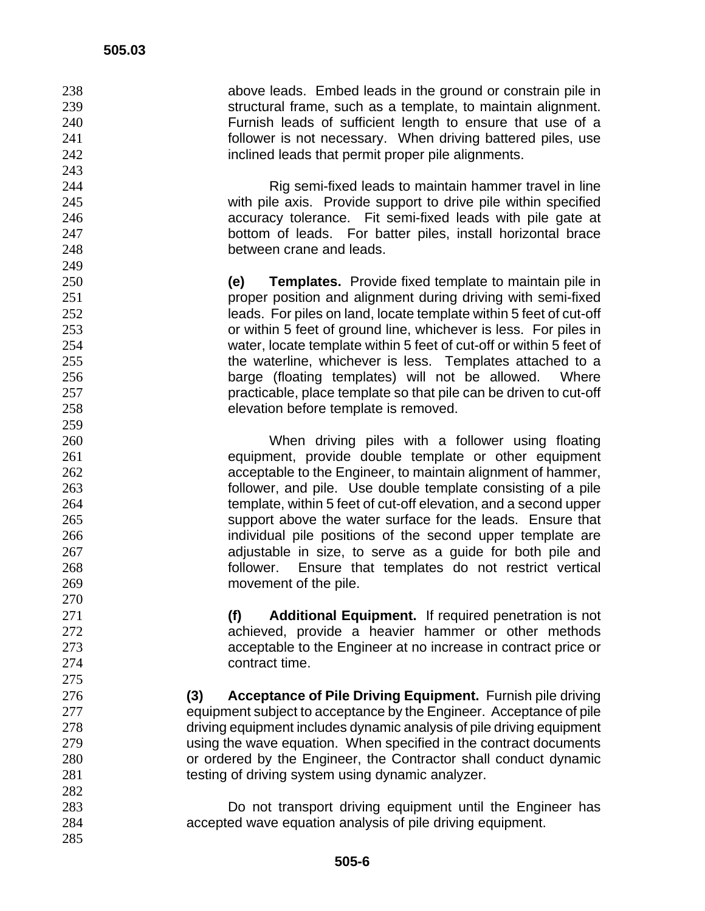above leads. Embed leads in the ground or constrain pile in structural frame, such as a template, to maintain alignment. Furnish leads of sufficient length to ensure that use of a follower is not necessary. When driving battered piles, use inclined leads that permit proper pile alignments.

Rig semi-fixed leads to maintain hammer travel in line with pile axis. Provide support to drive pile within specified accuracy tolerance. Fit semi-fixed leads with pile gate at bottom of leads. For batter piles, install horizontal brace between crane and leads.

**(e) Templates.** Provide fixed template to maintain pile in proper position and alignment during driving with semi-fixed leads. For piles on land, locate template within 5 feet of cut-off or within 5 feet of ground line, whichever is less. For piles in water, locate template within 5 feet of cut-off or within 5 feet of the waterline, whichever is less. Templates attached to a barge (floating templates) will not be allowed. Where practicable, place template so that pile can be driven to cut-off elevation before template is removed.

When driving piles with a follower using floating equipment, provide double template or other equipment acceptable to the Engineer, to maintain alignment of hammer, follower, and pile. Use double template consisting of a pile template, within 5 feet of cut-off elevation, and a second upper support above the water surface for the leads. Ensure that individual pile positions of the second upper template are adjustable in size, to serve as a guide for both pile and follower. Ensure that templates do not restrict vertical movement of the pile.

**(f) Additional Equipment.** If required penetration is not achieved, provide a heavier hammer or other methods acceptable to the Engineer at no increase in contract price or contract time.

**(3) Acceptance of Pile Driving Equipment.** Furnish pile driving equipment subject to acceptance by the Engineer. Acceptance of pile driving equipment includes dynamic analysis of pile driving equipment using the wave equation. When specified in the contract documents or ordered by the Engineer, the Contractor shall conduct dynamic testing of driving system using dynamic analyzer.

Do not transport driving equipment until the Engineer has accepted wave equation analysis of pile driving equipment.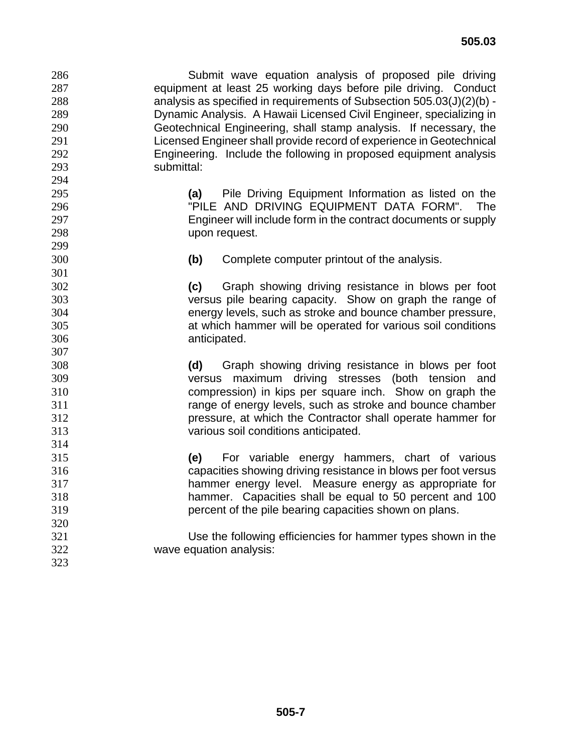Submit wave equation analysis of proposed pile driving equipment at least 25 working days before pile driving. Conduct analysis as specified in requirements of Subsection 505.03(J)(2)(b) - Dynamic Analysis. A Hawaii Licensed Civil Engineer, specializing in Geotechnical Engineering, shall stamp analysis. If necessary, the Licensed Engineer shall provide record of experience in Geotechnical Engineering. Include the following in proposed equipment analysis submittal:

**(a)** Pile Driving Equipment Information as listed on the "PILE AND DRIVING EQUIPMENT DATA FORM". The Engineer will include form in the contract documents or supply upon request.

**(b)** Complete computer printout of the analysis.

**(c)** Graph showing driving resistance in blows per foot versus pile bearing capacity. Show on graph the range of energy levels, such as stroke and bounce chamber pressure, at which hammer will be operated for various soil conditions anticipated.

**(d)** Graph showing driving resistance in blows per foot versus maximum driving stresses (both tension and compression) in kips per square inch. Show on graph the range of energy levels, such as stroke and bounce chamber pressure, at which the Contractor shall operate hammer for various soil conditions anticipated.

**(e)** For variable energy hammers, chart of various capacities showing driving resistance in blows per foot versus hammer energy level. Measure energy as appropriate for hammer. Capacities shall be equal to 50 percent and 100 percent of the pile bearing capacities shown on plans.

Use the following efficiencies for hammer types shown in the wave equation analysis: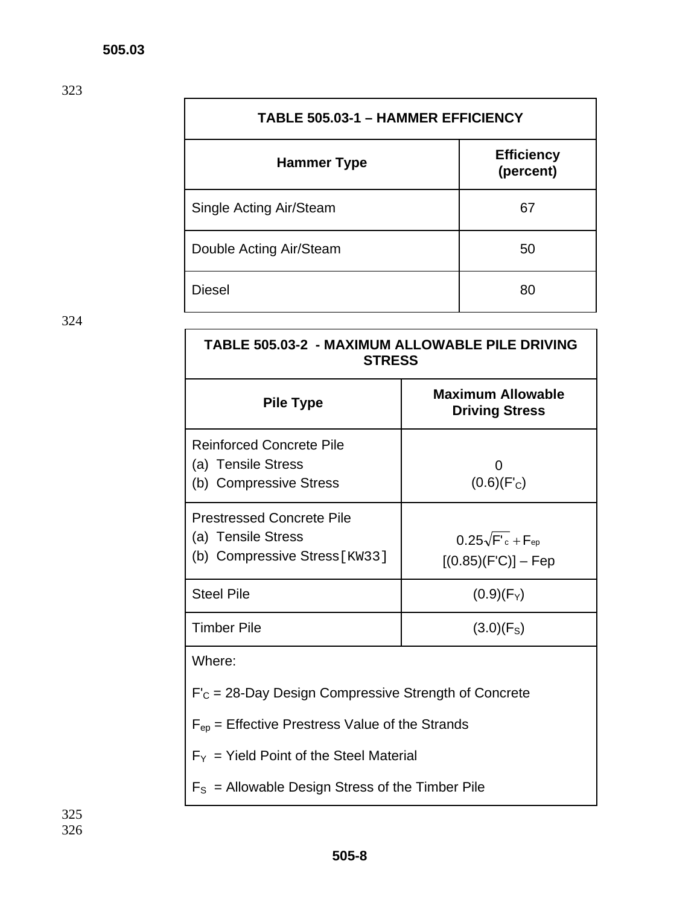| TABLE 505.03-1 – HAMMER EFFICIENCY | |
|---|---|
| **Hammer Type** | **Efficiency (percent)** |
| Single Acting Air/Steam | 67 |
| Double Acting Air/Steam | 50 |
| Diesel | 80 |

| TABLE 505.03-2 - MAXIMUM ALLOWABLE PILE DRIVING STRESS | |
|---|---|
| **Pile Type** | **Maximum Allowable Driving Stress** |
| Reinforced Concrete Pile<br>(a) Tensile Stress<br>(b) Compressive Stress | <br>0<br>$(0.6)(F'_C)$ |
| Prestressed Concrete Pile<br>(a) Tensile Stress<br>(b) Compressive Stress[KW33] | <br>$0.25\sqrt{F'_c} + F_{ep}$<br>$[(0.85)(F'C)] - Fep$ |
| Steel Pile | $(0.9)(F_Y)$ |
| Timber Pile | $(3.0)(F_S)$ |

Where:

$F'_C$ = 28-Day Design Compressive Strength of Concrete

$F_{ep}$ = Effective Prestress Value of the Strands

$F_Y$ = Yield Point of the Steel Material

$F_S$ = Allowable Design Stress of the Timber Pile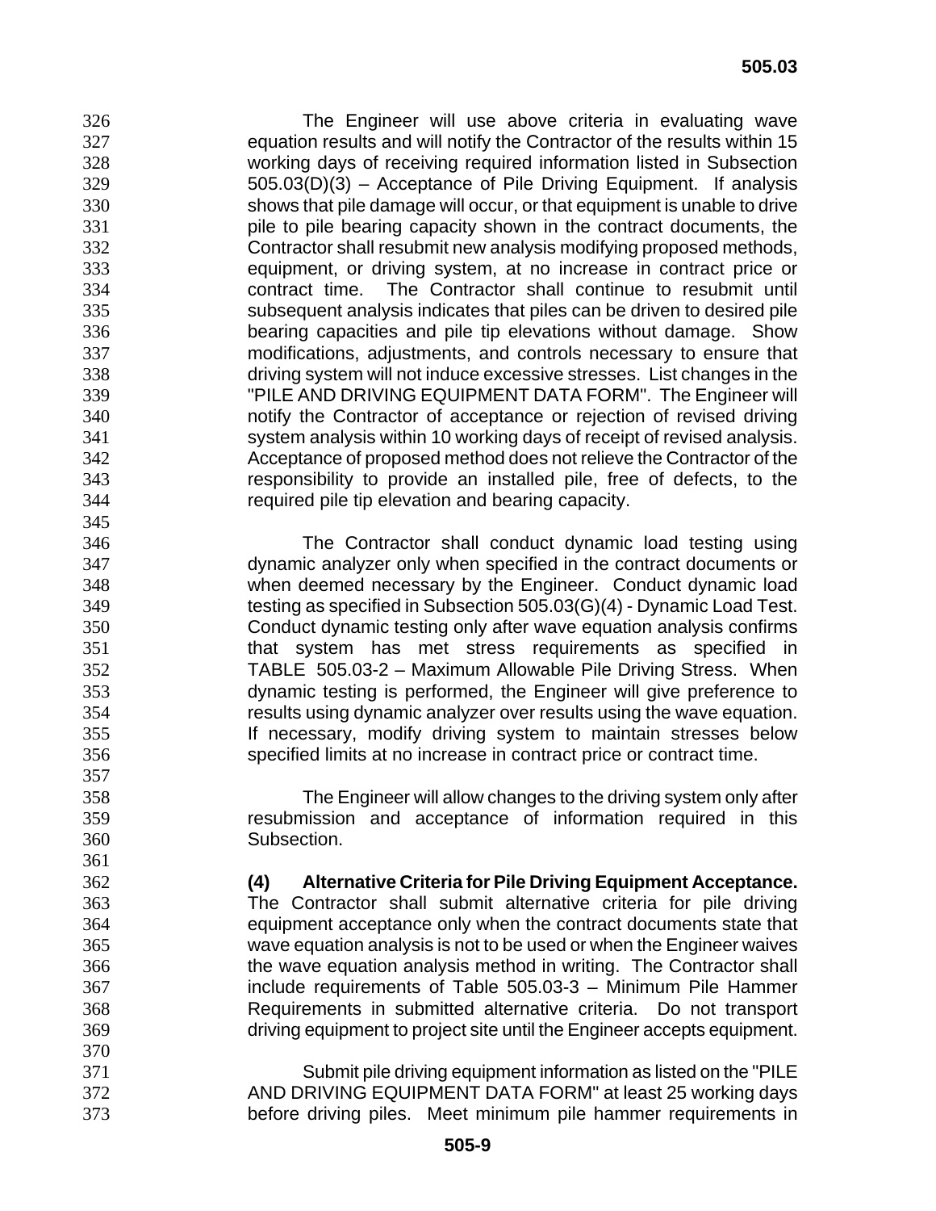The Engineer will use above criteria in evaluating wave equation results and will notify the Contractor of the results within 15 working days of receiving required information listed in Subsection 505.03(D)(3) – Acceptance of Pile Driving Equipment. If analysis shows that pile damage will occur, or that equipment is unable to drive pile to pile bearing capacity shown in the contract documents, the Contractor shall resubmit new analysis modifying proposed methods, equipment, or driving system, at no increase in contract price or contract time. The Contractor shall continue to resubmit until subsequent analysis indicates that piles can be driven to desired pile bearing capacities and pile tip elevations without damage. Show modifications, adjustments, and controls necessary to ensure that driving system will not induce excessive stresses. List changes in the "PILE AND DRIVING EQUIPMENT DATA FORM". The Engineer will notify the Contractor of acceptance or rejection of revised driving system analysis within 10 working days of receipt of revised analysis. Acceptance of proposed method does not relieve the Contractor of the responsibility to provide an installed pile, free of defects, to the required pile tip elevation and bearing capacity.

The Contractor shall conduct dynamic load testing using dynamic analyzer only when specified in the contract documents or when deemed necessary by the Engineer. Conduct dynamic load testing as specified in Subsection 505.03(G)(4) - Dynamic Load Test. Conduct dynamic testing only after wave equation analysis confirms that system has met stress requirements as specified in TABLE 505.03-2 – Maximum Allowable Pile Driving Stress. When dynamic testing is performed, the Engineer will give preference to results using dynamic analyzer over results using the wave equation. If necessary, modify driving system to maintain stresses below specified limits at no increase in contract price or contract time.

The Engineer will allow changes to the driving system only after resubmission and acceptance of information required in this Subsection.

**(4) Alternative Criteria for Pile Driving Equipment Acceptance.** The Contractor shall submit alternative criteria for pile driving equipment acceptance only when the contract documents state that wave equation analysis is not to be used or when the Engineer waives the wave equation analysis method in writing. The Contractor shall include requirements of Table 505.03-3 – Minimum Pile Hammer Requirements in submitted alternative criteria. Do not transport driving equipment to project site until the Engineer accepts equipment.

Submit pile driving equipment information as listed on the "PILE AND DRIVING EQUIPMENT DATA FORM" at least 25 working days before driving piles. Meet minimum pile hammer requirements in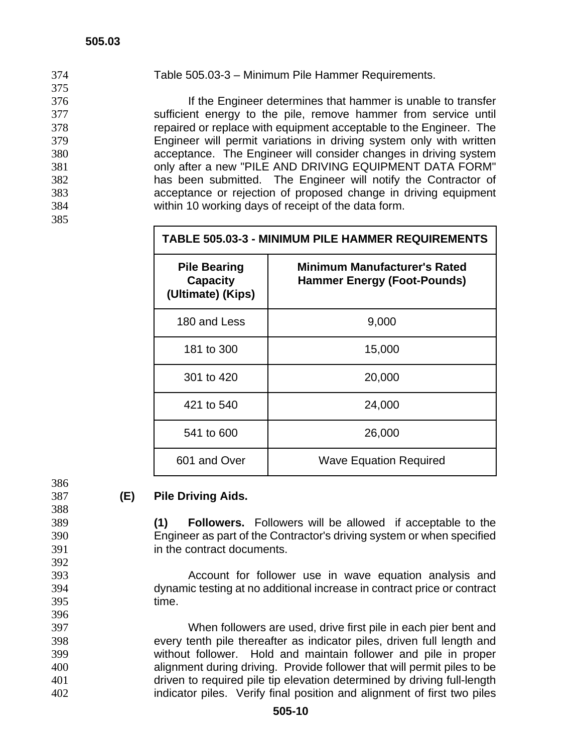Table 505.03-3 – Minimum Pile Hammer Requirements.

If the Engineer determines that hammer is unable to transfer sufficient energy to the pile, remove hammer from service until repaired or replace with equipment acceptable to the Engineer. The Engineer will permit variations in driving system only with written acceptance. The Engineer will consider changes in driving system only after a new "PILE AND DRIVING EQUIPMENT DATA FORM" has been submitted. The Engineer will notify the Contractor of acceptance or rejection of proposed change in driving equipment within 10 working days of receipt of the data form.

**TABLE 505.03-3 - MINIMUM PILE HAMMER REQUIREMENTS**

| Pile Bearing Capacity (Ultimate) (Kips) | Minimum Manufacturer's Rated Hammer Energy (Foot-Pounds) |
|---|---|
| 180 and Less | 9,000 |
| 181 to 300 | 15,000 |
| 301 to 420 | 20,000 |
| 421 to 540 | 24,000 |
| 541 to 600 | 26,000 |
| 601 and Over | Wave Equation Required |

### (E) Pile Driving Aids.

**(1) Followers.** Followers will be allowed if acceptable to the Engineer as part of the Contractor's driving system or when specified in the contract documents.

Account for follower use in wave equation analysis and dynamic testing at no additional increase in contract price or contract time.

When followers are used, drive first pile in each pier bent and every tenth pile thereafter as indicator piles, driven full length and without follower. Hold and maintain follower and pile in proper alignment during driving. Provide follower that will permit piles to be driven to required pile tip elevation determined by driving full-length indicator piles. Verify final position and alignment of first two piles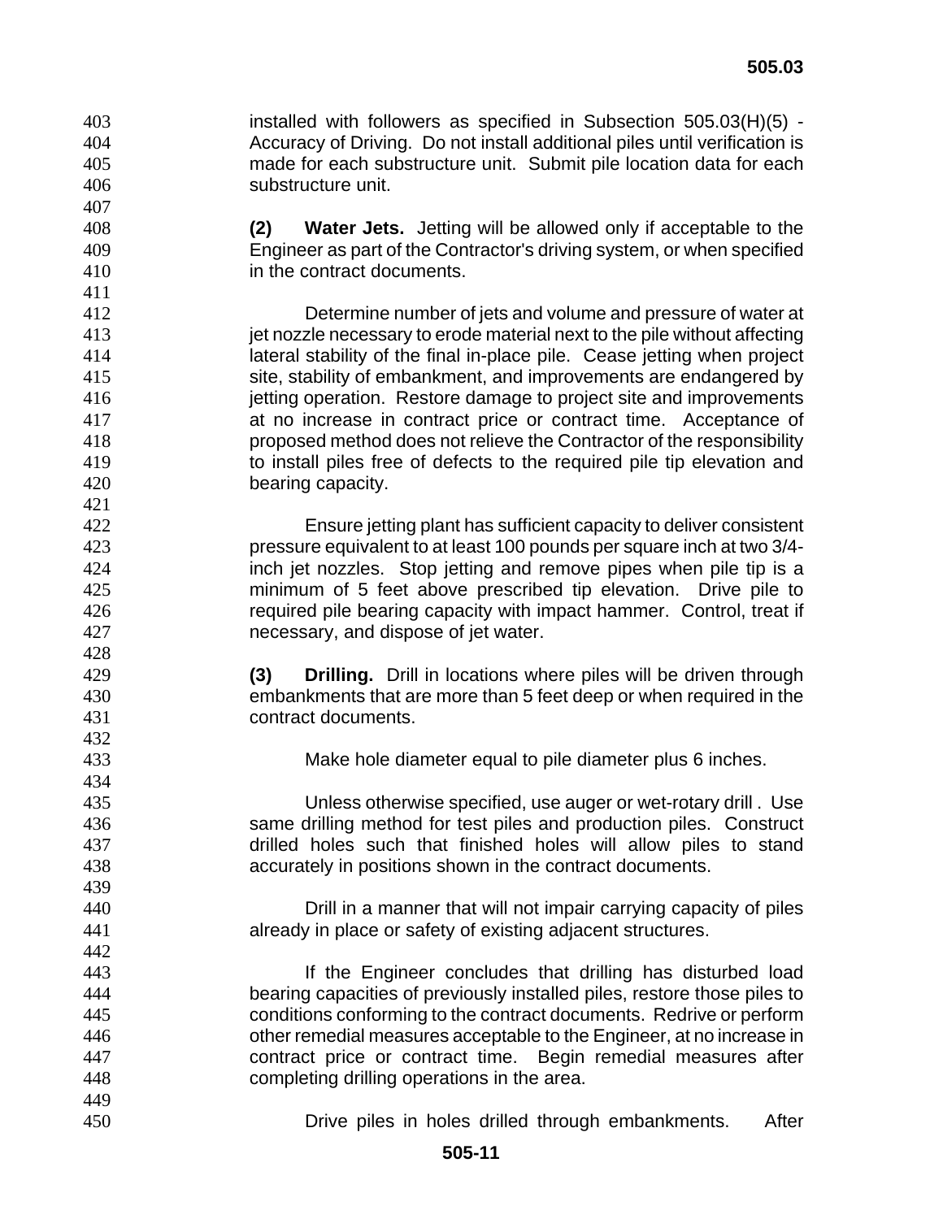installed with followers as specified in Subsection 505.03(H)(5) - Accuracy of Driving. Do not install additional piles until verification is made for each substructure unit. Submit pile location data for each substructure unit.

**(2) Water Jets.** Jetting will be allowed only if acceptable to the Engineer as part of the Contractor's driving system, or when specified in the contract documents.

Determine number of jets and volume and pressure of water at jet nozzle necessary to erode material next to the pile without affecting lateral stability of the final in-place pile. Cease jetting when project site, stability of embankment, and improvements are endangered by jetting operation. Restore damage to project site and improvements at no increase in contract price or contract time. Acceptance of proposed method does not relieve the Contractor of the responsibility to install piles free of defects to the required pile tip elevation and bearing capacity.

Ensure jetting plant has sufficient capacity to deliver consistent pressure equivalent to at least 100 pounds per square inch at two 3/4-inch jet nozzles. Stop jetting and remove pipes when pile tip is a minimum of 5 feet above prescribed tip elevation. Drive pile to required pile bearing capacity with impact hammer. Control, treat if necessary, and dispose of jet water.

**(3) Drilling.** Drill in locations where piles will be driven through embankments that are more than 5 feet deep or when required in the contract documents.

Make hole diameter equal to pile diameter plus 6 inches.

Unless otherwise specified, use auger or wet-rotary drill . Use same drilling method for test piles and production piles. Construct drilled holes such that finished holes will allow piles to stand accurately in positions shown in the contract documents.

Drill in a manner that will not impair carrying capacity of piles already in place or safety of existing adjacent structures.

If the Engineer concludes that drilling has disturbed load bearing capacities of previously installed piles, restore those piles to conditions conforming to the contract documents. Redrive or perform other remedial measures acceptable to the Engineer, at no increase in contract price or contract time. Begin remedial measures after completing drilling operations in the area.

Drive piles in holes drilled through embankments. After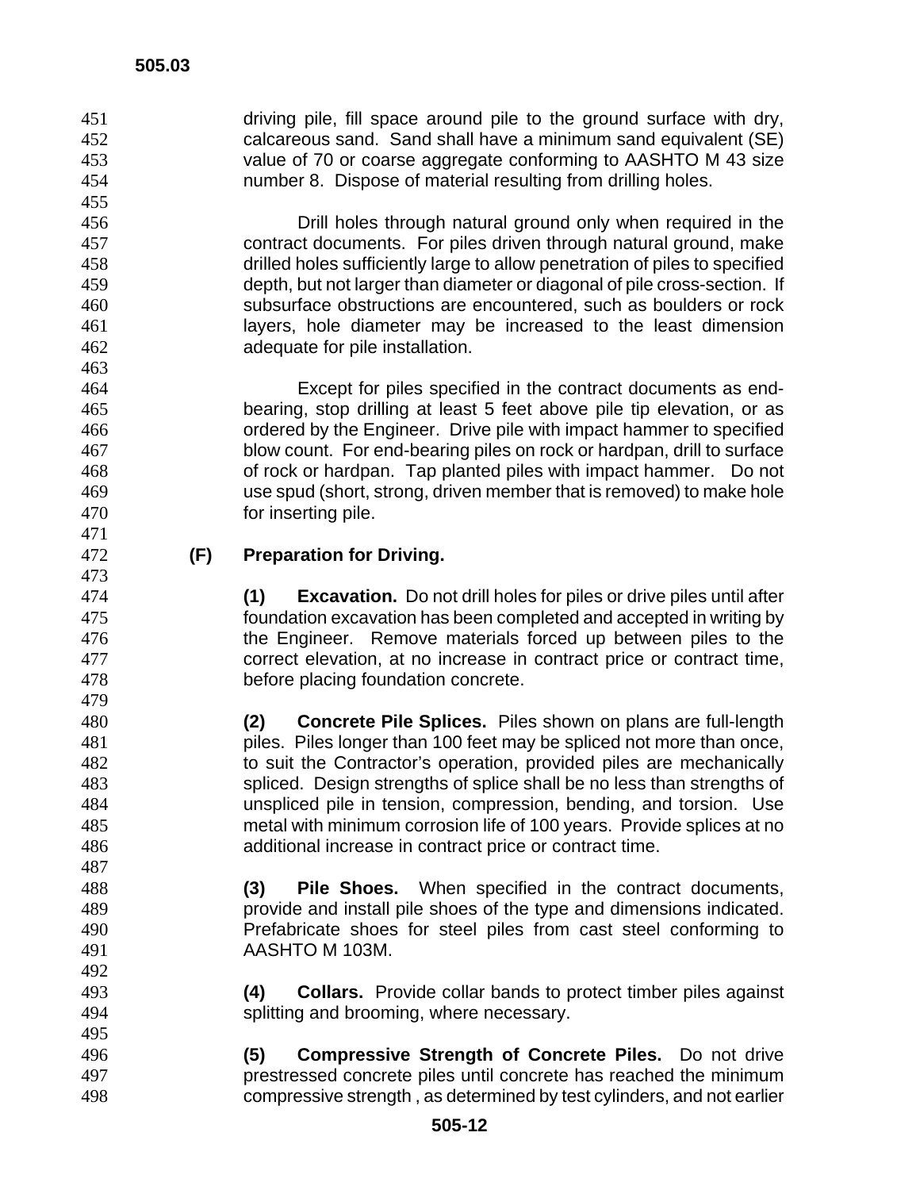driving pile, fill space around pile to the ground surface with dry, calcareous sand. Sand shall have a minimum sand equivalent (SE) value of 70 or coarse aggregate conforming to AASHTO M 43 size number 8. Dispose of material resulting from drilling holes.

Drill holes through natural ground only when required in the contract documents. For piles driven through natural ground, make drilled holes sufficiently large to allow penetration of piles to specified depth, but not larger than diameter or diagonal of pile cross-section. If subsurface obstructions are encountered, such as boulders or rock layers, hole diameter may be increased to the least dimension adequate for pile installation.

Except for piles specified in the contract documents as end-bearing, stop drilling at least 5 feet above pile tip elevation, or as ordered by the Engineer. Drive pile with impact hammer to specified blow count. For end-bearing piles on rock or hardpan, drill to surface of rock or hardpan. Tap planted piles with impact hammer. Do not use spud (short, strong, driven member that is removed) to make hole for inserting pile.

**(F) Preparation for Driving.**

**(1) Excavation.** Do not drill holes for piles or drive piles until after foundation excavation has been completed and accepted in writing by the Engineer. Remove materials forced up between piles to the correct elevation, at no increase in contract price or contract time, before placing foundation concrete.

**(2) Concrete Pile Splices.** Piles shown on plans are full-length piles. Piles longer than 100 feet may be spliced not more than once, to suit the Contractor's operation, provided piles are mechanically spliced. Design strengths of splice shall be no less than strengths of unspliced pile in tension, compression, bending, and torsion. Use metal with minimum corrosion life of 100 years. Provide splices at no additional increase in contract price or contract time.

**(3) Pile Shoes.** When specified in the contract documents, provide and install pile shoes of the type and dimensions indicated. Prefabricate shoes for steel piles from cast steel conforming to AASHTO M 103M.

**(4) Collars.** Provide collar bands to protect timber piles against splitting and brooming, where necessary.

**(5) Compressive Strength of Concrete Piles.** Do not drive prestressed concrete piles until concrete has reached the minimum compressive strength , as determined by test cylinders, and not earlier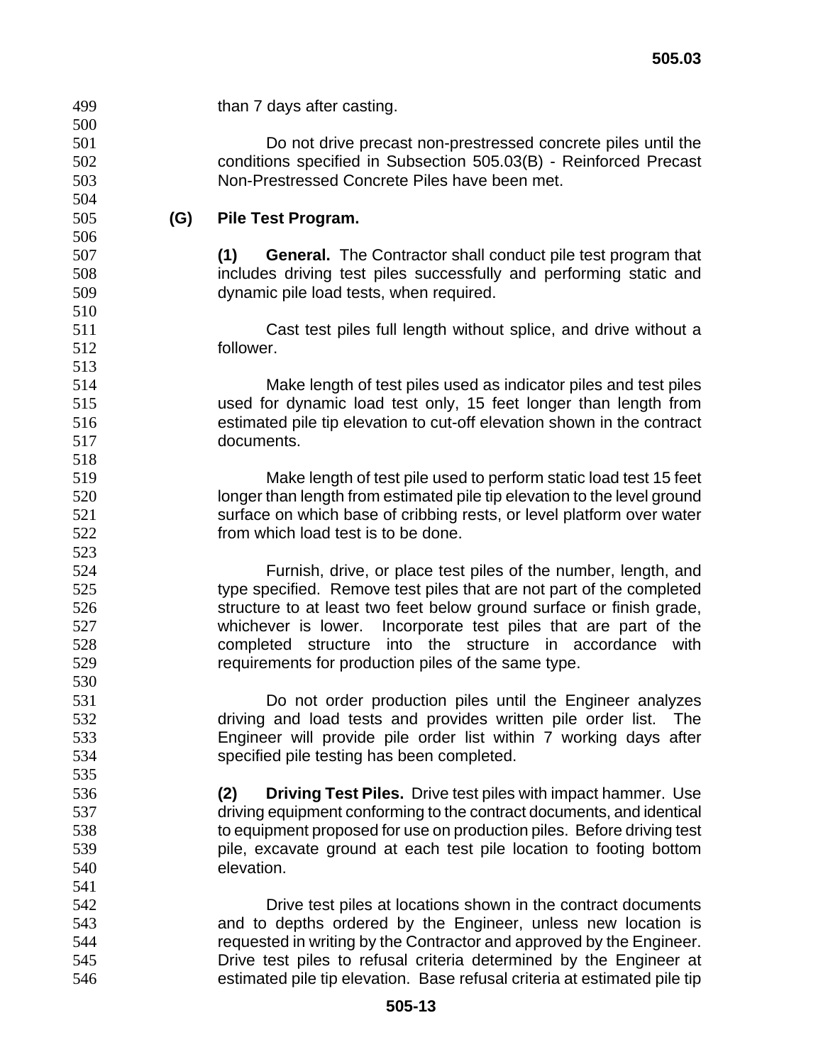than 7 days after casting.

Do not drive precast non-prestressed concrete piles until the conditions specified in Subsection 505.03(B) - Reinforced Precast Non-Prestressed Concrete Piles have been met.

**(G) Pile Test Program.**

**(1) General.** The Contractor shall conduct pile test program that includes driving test piles successfully and performing static and dynamic pile load tests, when required.

Cast test piles full length without splice, and drive without a follower.

Make length of test piles used as indicator piles and test piles used for dynamic load test only, 15 feet longer than length from estimated pile tip elevation to cut-off elevation shown in the contract documents.

Make length of test pile used to perform static load test 15 feet longer than length from estimated pile tip elevation to the level ground surface on which base of cribbing rests, or level platform over water from which load test is to be done.

Furnish, drive, or place test piles of the number, length, and type specified. Remove test piles that are not part of the completed structure to at least two feet below ground surface or finish grade, whichever is lower. Incorporate test piles that are part of the completed structure into the structure in accordance with requirements for production piles of the same type.

Do not order production piles until the Engineer analyzes driving and load tests and provides written pile order list. The Engineer will provide pile order list within 7 working days after specified pile testing has been completed.

**(2) Driving Test Piles.** Drive test piles with impact hammer. Use driving equipment conforming to the contract documents, and identical to equipment proposed for use on production piles. Before driving test pile, excavate ground at each test pile location to footing bottom elevation.

Drive test piles at locations shown in the contract documents and to depths ordered by the Engineer, unless new location is requested in writing by the Contractor and approved by the Engineer. Drive test piles to refusal criteria determined by the Engineer at estimated pile tip elevation. Base refusal criteria at estimated pile tip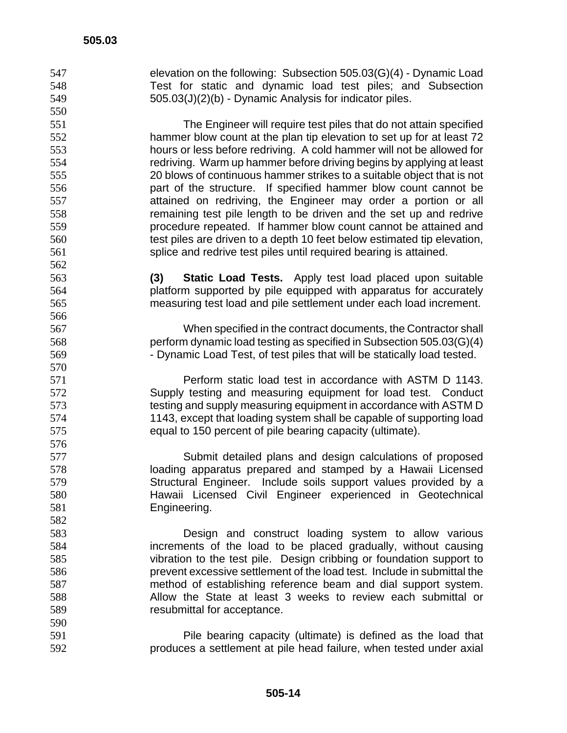elevation on the following: Subsection 505.03(G)(4) - Dynamic Load Test for static and dynamic load test piles; and Subsection 505.03(J)(2)(b) - Dynamic Analysis for indicator piles.

The Engineer will require test piles that do not attain specified hammer blow count at the plan tip elevation to set up for at least 72 hours or less before redriving. A cold hammer will not be allowed for redriving. Warm up hammer before driving begins by applying at least 20 blows of continuous hammer strikes to a suitable object that is not part of the structure. If specified hammer blow count cannot be attained on redriving, the Engineer may order a portion or all remaining test pile length to be driven and the set up and redrive procedure repeated. If hammer blow count cannot be attained and test piles are driven to a depth 10 feet below estimated tip elevation, splice and redrive test piles until required bearing is attained.

**(3) Static Load Tests.** Apply test load placed upon suitable platform supported by pile equipped with apparatus for accurately measuring test load and pile settlement under each load increment.

When specified in the contract documents, the Contractor shall perform dynamic load testing as specified in Subsection 505.03(G)(4) - Dynamic Load Test, of test piles that will be statically load tested.

Perform static load test in accordance with ASTM D 1143. Supply testing and measuring equipment for load test. Conduct testing and supply measuring equipment in accordance with ASTM D 1143, except that loading system shall be capable of supporting load equal to 150 percent of pile bearing capacity (ultimate).

Submit detailed plans and design calculations of proposed loading apparatus prepared and stamped by a Hawaii Licensed Structural Engineer. Include soils support values provided by a Hawaii Licensed Civil Engineer experienced in Geotechnical Engineering.

Design and construct loading system to allow various increments of the load to be placed gradually, without causing vibration to the test pile. Design cribbing or foundation support to prevent excessive settlement of the load test. Include in submittal the method of establishing reference beam and dial support system. Allow the State at least 3 weeks to review each submittal or resubmittal for acceptance.

Pile bearing capacity (ultimate) is defined as the load that produces a settlement at pile head failure, when tested under axial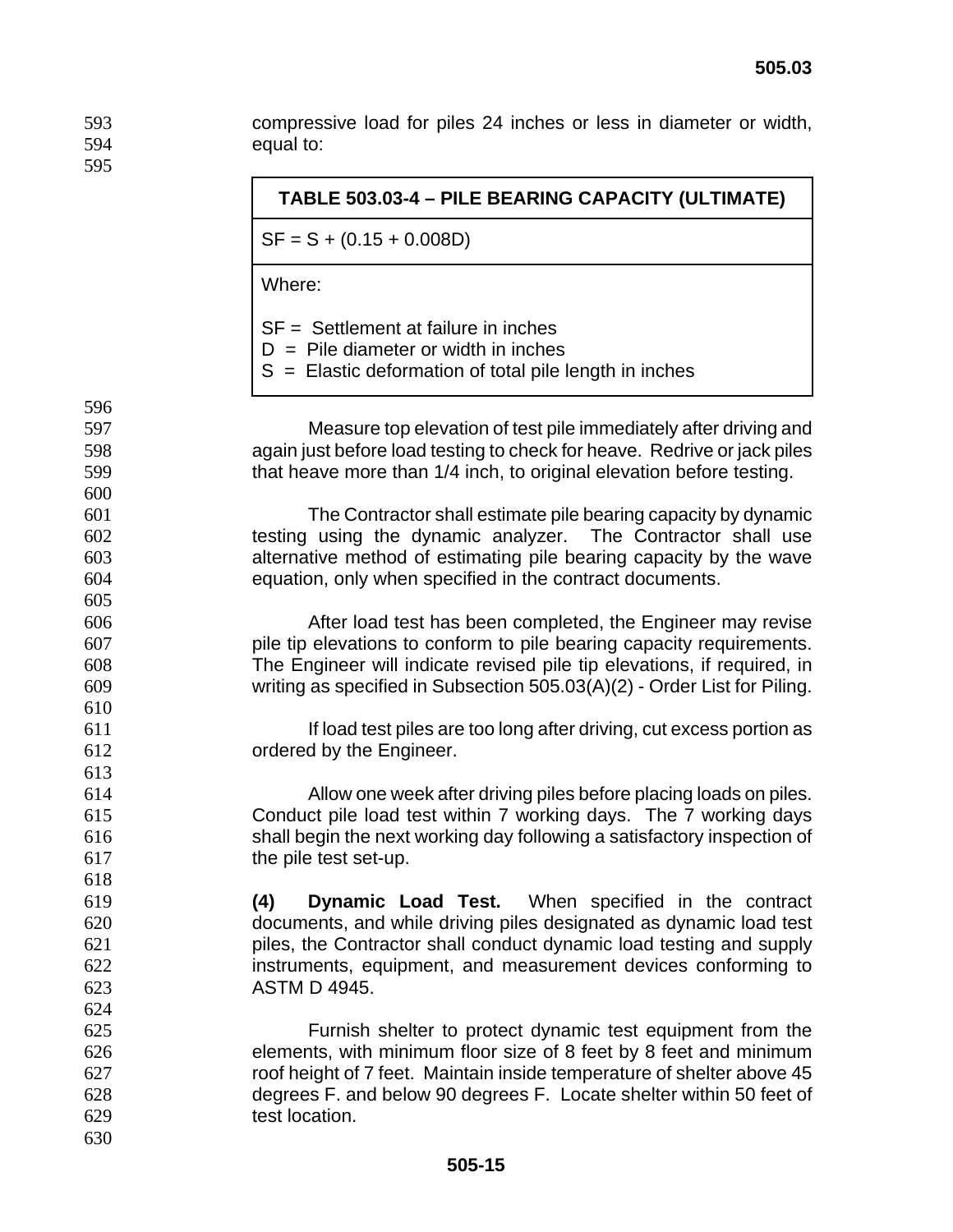compressive load for piles 24 inches or less in diameter or width, equal to:

| TABLE 503.03-4 – PILE BEARING CAPACITY (ULTIMATE) |
|---|
| $SF = S + (0.15 + 0.008D)$ |
| Where:<br><br>SF = Settlement at failure in inches<br>D = Pile diameter or width in inches<br>S = Elastic deformation of total pile length in inches |

Measure top elevation of test pile immediately after driving and again just before load testing to check for heave. Redrive or jack piles that heave more than 1/4 inch, to original elevation before testing.

The Contractor shall estimate pile bearing capacity by dynamic testing using the dynamic analyzer. The Contractor shall use alternative method of estimating pile bearing capacity by the wave equation, only when specified in the contract documents.

After load test has been completed, the Engineer may revise pile tip elevations to conform to pile bearing capacity requirements. The Engineer will indicate revised pile tip elevations, if required, in writing as specified in Subsection 505.03(A)(2) - Order List for Piling.

If load test piles are too long after driving, cut excess portion as ordered by the Engineer.

Allow one week after driving piles before placing loads on piles. Conduct pile load test within 7 working days. The 7 working days shall begin the next working day following a satisfactory inspection of the pile test set-up.

**(4) Dynamic Load Test.** When specified in the contract documents, and while driving piles designated as dynamic load test piles, the Contractor shall conduct dynamic load testing and supply instruments, equipment, and measurement devices conforming to ASTM D 4945.

Furnish shelter to protect dynamic test equipment from the elements, with minimum floor size of 8 feet by 8 feet and minimum roof height of 7 feet. Maintain inside temperature of shelter above 45 degrees F. and below 90 degrees F. Locate shelter within 50 feet of test location.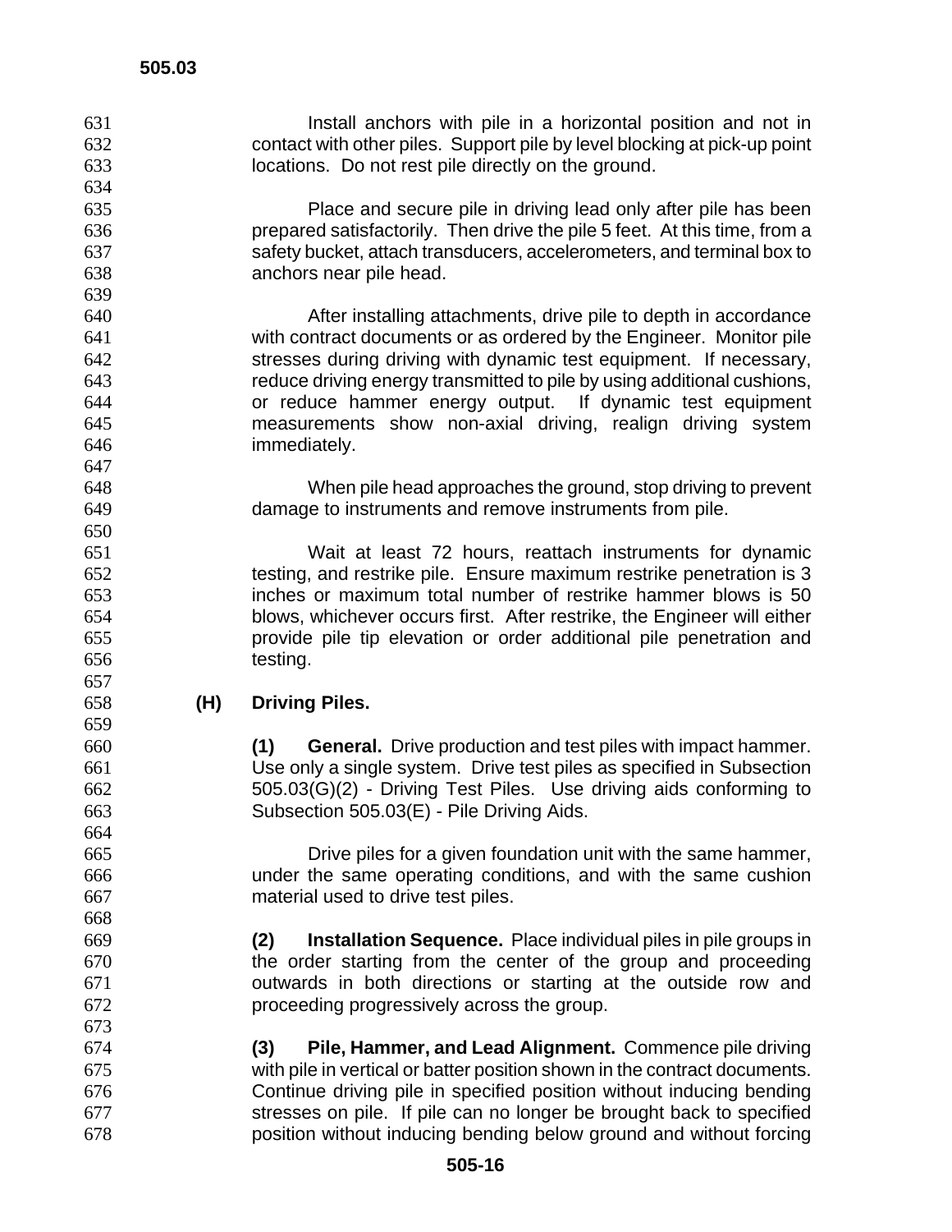Install anchors with pile in a horizontal position and not in contact with other piles. Support pile by level blocking at pick-up point locations. Do not rest pile directly on the ground.

Place and secure pile in driving lead only after pile has been prepared satisfactorily. Then drive the pile 5 feet. At this time, from a safety bucket, attach transducers, accelerometers, and terminal box to anchors near pile head.

After installing attachments, drive pile to depth in accordance with contract documents or as ordered by the Engineer. Monitor pile stresses during driving with dynamic test equipment. If necessary, reduce driving energy transmitted to pile by using additional cushions, or reduce hammer energy output. If dynamic test equipment measurements show non-axial driving, realign driving system immediately.

When pile head approaches the ground, stop driving to prevent damage to instruments and remove instruments from pile.

Wait at least 72 hours, reattach instruments for dynamic testing, and restrike pile. Ensure maximum restrike penetration is 3 inches or maximum total number of restrike hammer blows is 50 blows, whichever occurs first. After restrike, the Engineer will either provide pile tip elevation or order additional pile penetration and testing.

### (H) Driving Piles.

**(1) General.** Drive production and test piles with impact hammer. Use only a single system. Drive test piles as specified in Subsection 505.03(G)(2) - Driving Test Piles. Use driving aids conforming to Subsection 505.03(E) - Pile Driving Aids.

Drive piles for a given foundation unit with the same hammer, under the same operating conditions, and with the same cushion material used to drive test piles.

**(2) Installation Sequence.** Place individual piles in pile groups in the order starting from the center of the group and proceeding outwards in both directions or starting at the outside row and proceeding progressively across the group.

**(3) Pile, Hammer, and Lead Alignment.** Commence pile driving with pile in vertical or batter position shown in the contract documents. Continue driving pile in specified position without inducing bending stresses on pile. If pile can no longer be brought back to specified position without inducing bending below ground and without forcing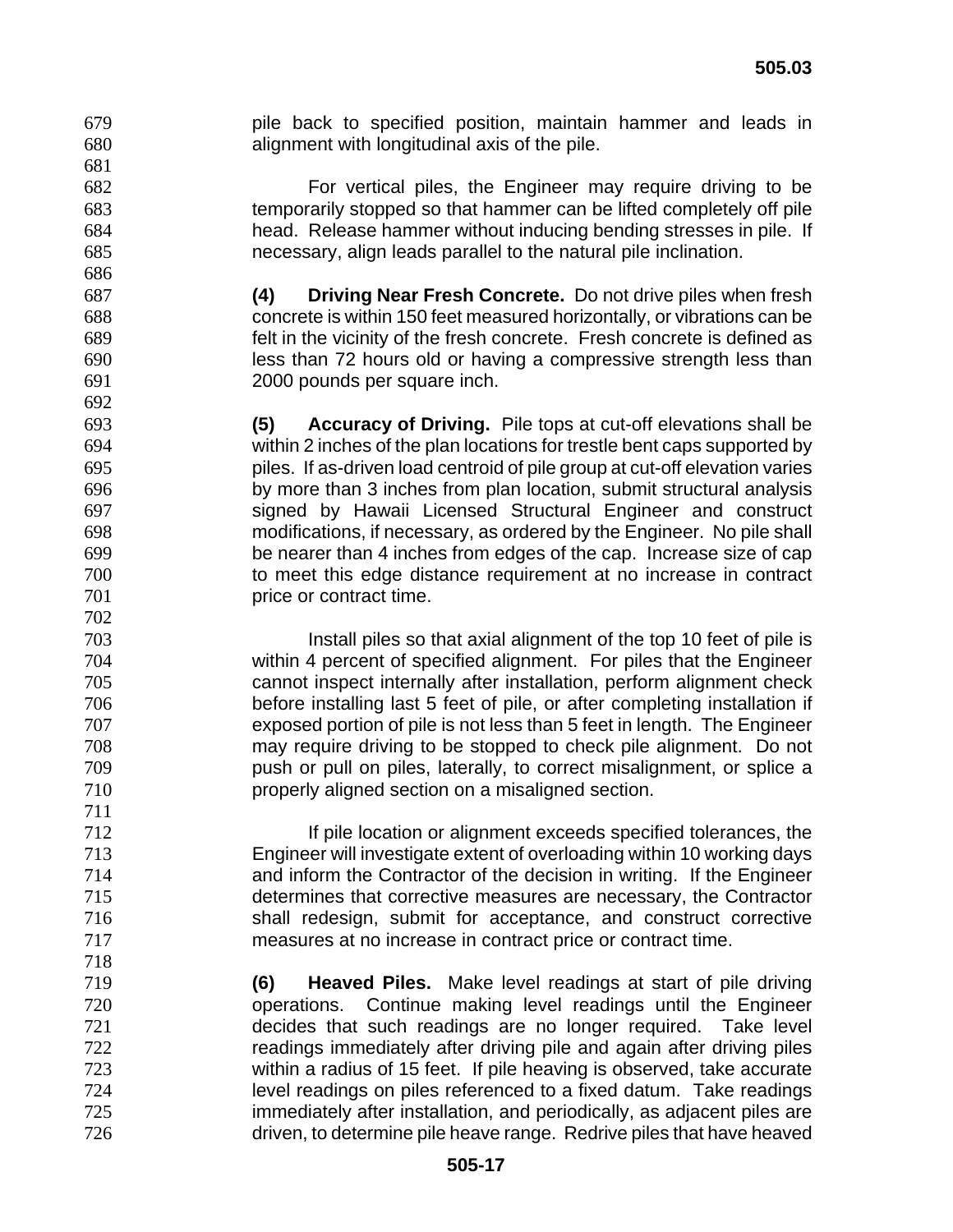pile back to specified position, maintain hammer and leads in alignment with longitudinal axis of the pile.

For vertical piles, the Engineer may require driving to be temporarily stopped so that hammer can be lifted completely off pile head. Release hammer without inducing bending stresses in pile. If necessary, align leads parallel to the natural pile inclination.

**(4) Driving Near Fresh Concrete.** Do not drive piles when fresh concrete is within 150 feet measured horizontally, or vibrations can be felt in the vicinity of the fresh concrete. Fresh concrete is defined as less than 72 hours old or having a compressive strength less than 2000 pounds per square inch.

**(5) Accuracy of Driving.** Pile tops at cut-off elevations shall be within 2 inches of the plan locations for trestle bent caps supported by piles. If as-driven load centroid of pile group at cut-off elevation varies by more than 3 inches from plan location, submit structural analysis signed by Hawaii Licensed Structural Engineer and construct modifications, if necessary, as ordered by the Engineer. No pile shall be nearer than 4 inches from edges of the cap. Increase size of cap to meet this edge distance requirement at no increase in contract price or contract time.

Install piles so that axial alignment of the top 10 feet of pile is within 4 percent of specified alignment. For piles that the Engineer cannot inspect internally after installation, perform alignment check before installing last 5 feet of pile, or after completing installation if exposed portion of pile is not less than 5 feet in length. The Engineer may require driving to be stopped to check pile alignment. Do not push or pull on piles, laterally, to correct misalignment, or splice a properly aligned section on a misaligned section.

If pile location or alignment exceeds specified tolerances, the Engineer will investigate extent of overloading within 10 working days and inform the Contractor of the decision in writing. If the Engineer determines that corrective measures are necessary, the Contractor shall redesign, submit for acceptance, and construct corrective measures at no increase in contract price or contract time.

**(6) Heaved Piles.** Make level readings at start of pile driving operations. Continue making level readings until the Engineer decides that such readings are no longer required. Take level readings immediately after driving pile and again after driving piles within a radius of 15 feet. If pile heaving is observed, take accurate level readings on piles referenced to a fixed datum. Take readings immediately after installation, and periodically, as adjacent piles are driven, to determine pile heave range. Redrive piles that have heaved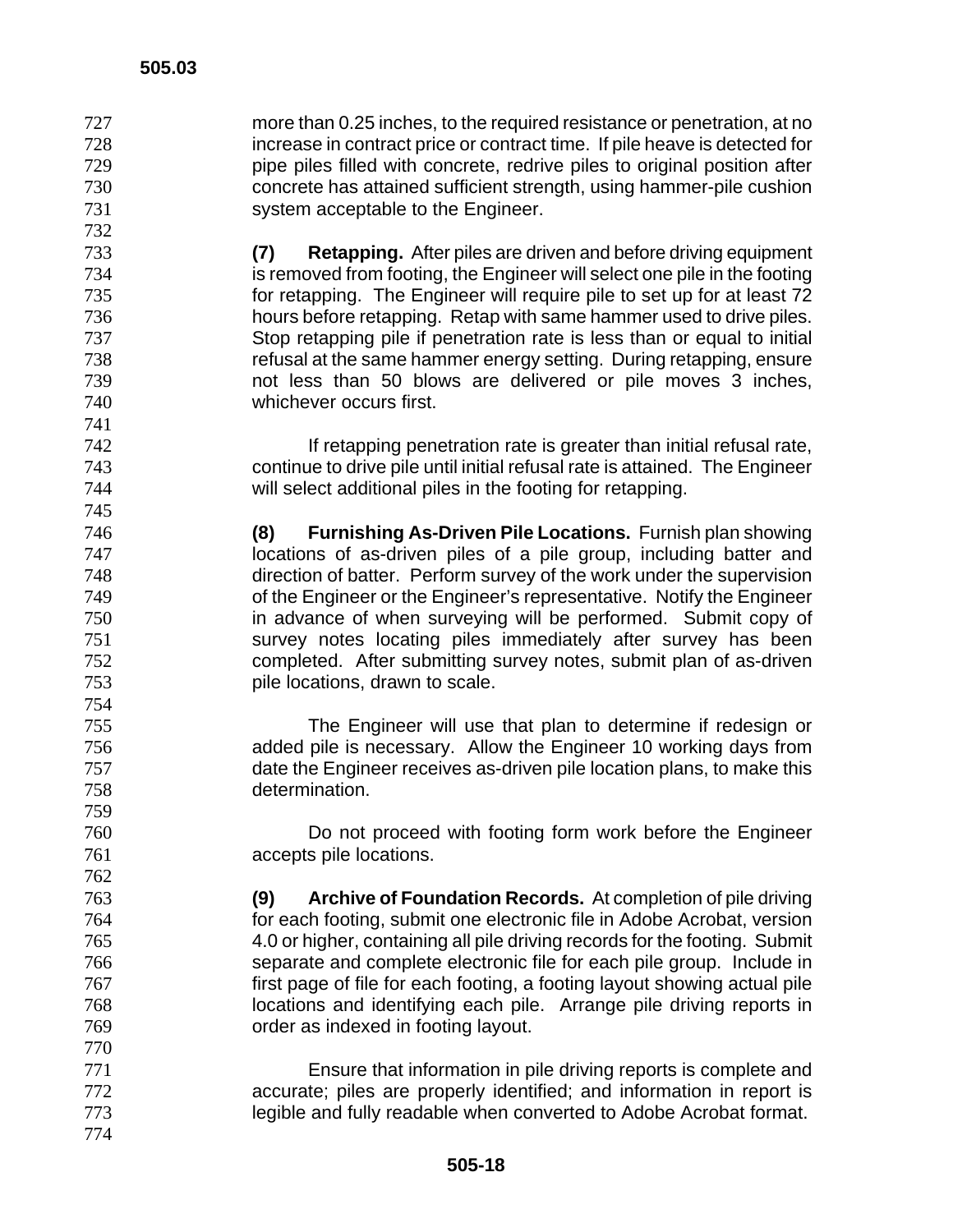more than 0.25 inches, to the required resistance or penetration, at no increase in contract price or contract time. If pile heave is detected for pipe piles filled with concrete, redrive piles to original position after concrete has attained sufficient strength, using hammer-pile cushion system acceptable to the Engineer.

**(7) Retapping.** After piles are driven and before driving equipment is removed from footing, the Engineer will select one pile in the footing for retapping. The Engineer will require pile to set up for at least 72 hours before retapping. Retap with same hammer used to drive piles. Stop retapping pile if penetration rate is less than or equal to initial refusal at the same hammer energy setting. During retapping, ensure not less than 50 blows are delivered or pile moves 3 inches, whichever occurs first.

If retapping penetration rate is greater than initial refusal rate, continue to drive pile until initial refusal rate is attained. The Engineer will select additional piles in the footing for retapping.

**(8) Furnishing As-Driven Pile Locations.** Furnish plan showing locations of as-driven piles of a pile group, including batter and direction of batter. Perform survey of the work under the supervision of the Engineer or the Engineer's representative. Notify the Engineer in advance of when surveying will be performed. Submit copy of survey notes locating piles immediately after survey has been completed. After submitting survey notes, submit plan of as-driven pile locations, drawn to scale.

The Engineer will use that plan to determine if redesign or added pile is necessary. Allow the Engineer 10 working days from date the Engineer receives as-driven pile location plans, to make this determination.

Do not proceed with footing form work before the Engineer accepts pile locations.

**(9) Archive of Foundation Records.** At completion of pile driving for each footing, submit one electronic file in Adobe Acrobat, version 4.0 or higher, containing all pile driving records for the footing. Submit separate and complete electronic file for each pile group. Include in first page of file for each footing, a footing layout showing actual pile locations and identifying each pile. Arrange pile driving reports in order as indexed in footing layout.

Ensure that information in pile driving reports is complete and accurate; piles are properly identified; and information in report is legible and fully readable when converted to Adobe Acrobat format.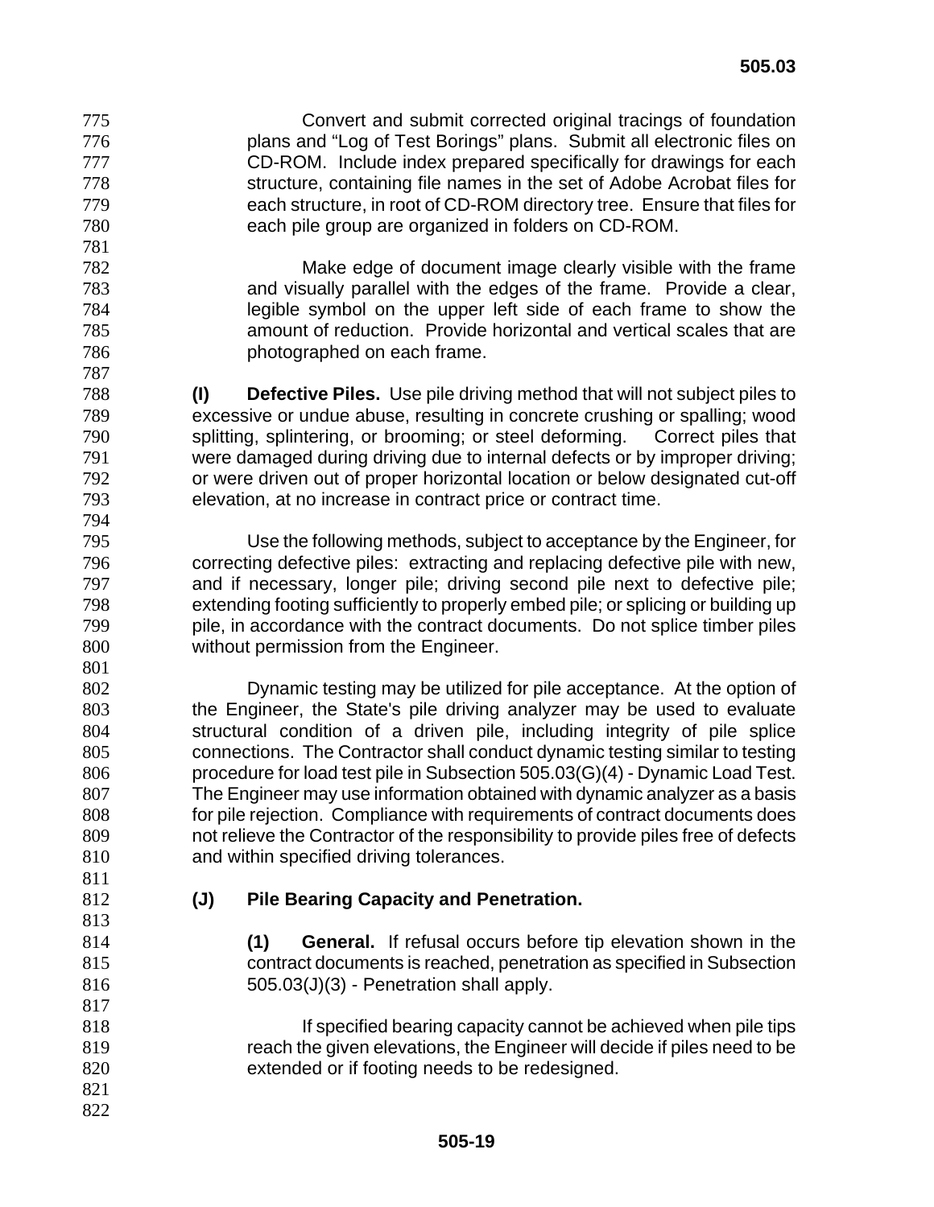Convert and submit corrected original tracings of foundation plans and "Log of Test Borings" plans. Submit all electronic files on CD-ROM. Include index prepared specifically for drawings for each structure, containing file names in the set of Adobe Acrobat files for each structure, in root of CD-ROM directory tree. Ensure that files for each pile group are organized in folders on CD-ROM.

Make edge of document image clearly visible with the frame and visually parallel with the edges of the frame. Provide a clear, legible symbol on the upper left side of each frame to show the amount of reduction. Provide horizontal and vertical scales that are photographed on each frame.

**(I) Defective Piles.** Use pile driving method that will not subject piles to excessive or undue abuse, resulting in concrete crushing or spalling; wood splitting, splintering, or brooming; or steel deforming. Correct piles that were damaged during driving due to internal defects or by improper driving; or were driven out of proper horizontal location or below designated cut-off elevation, at no increase in contract price or contract time.

Use the following methods, subject to acceptance by the Engineer, for correcting defective piles: extracting and replacing defective pile with new, and if necessary, longer pile; driving second pile next to defective pile; extending footing sufficiently to properly embed pile; or splicing or building up pile, in accordance with the contract documents. Do not splice timber piles without permission from the Engineer.

Dynamic testing may be utilized for pile acceptance. At the option of the Engineer, the State's pile driving analyzer may be used to evaluate structural condition of a driven pile, including integrity of pile splice connections. The Contractor shall conduct dynamic testing similar to testing procedure for load test pile in Subsection 505.03(G)(4) - Dynamic Load Test. The Engineer may use information obtained with dynamic analyzer as a basis for pile rejection. Compliance with requirements of contract documents does not relieve the Contractor of the responsibility to provide piles free of defects and within specified driving tolerances.

**(J) Pile Bearing Capacity and Penetration.**

**(1) General.** If refusal occurs before tip elevation shown in the contract documents is reached, penetration as specified in Subsection 505.03(J)(3) - Penetration shall apply.

If specified bearing capacity cannot be achieved when pile tips reach the given elevations, the Engineer will decide if piles need to be extended or if footing needs to be redesigned.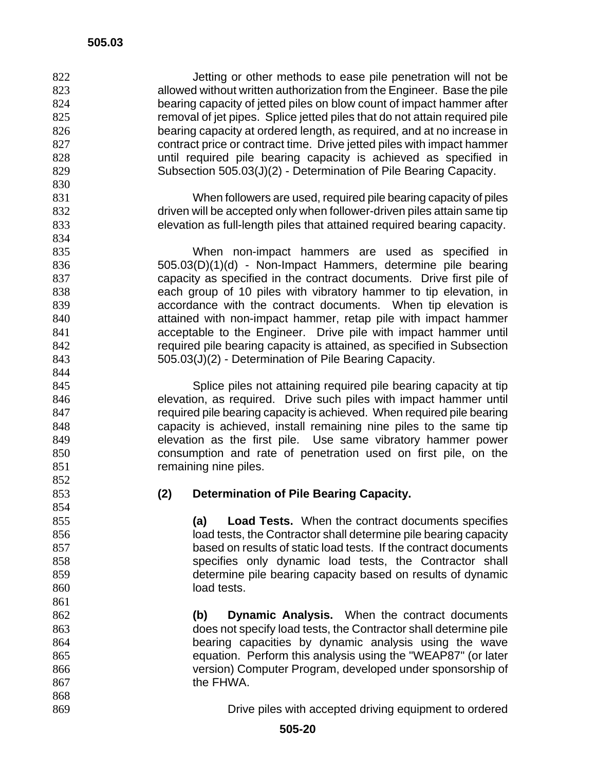Jetting or other methods to ease pile penetration will not be allowed without written authorization from the Engineer. Base the pile bearing capacity of jetted piles on blow count of impact hammer after removal of jet pipes. Splice jetted piles that do not attain required pile bearing capacity at ordered length, as required, and at no increase in contract price or contract time. Drive jetted piles with impact hammer until required pile bearing capacity is achieved as specified in Subsection 505.03(J)(2) - Determination of Pile Bearing Capacity.

When followers are used, required pile bearing capacity of piles driven will be accepted only when follower-driven piles attain same tip elevation as full-length piles that attained required bearing capacity.

When non-impact hammers are used as specified in 505.03(D)(1)(d) - Non-Impact Hammers, determine pile bearing capacity as specified in the contract documents. Drive first pile of each group of 10 piles with vibratory hammer to tip elevation, in accordance with the contract documents. When tip elevation is attained with non-impact hammer, retap pile with impact hammer acceptable to the Engineer. Drive pile with impact hammer until required pile bearing capacity is attained, as specified in Subsection 505.03(J)(2) - Determination of Pile Bearing Capacity.

Splice piles not attaining required pile bearing capacity at tip elevation, as required. Drive such piles with impact hammer until required pile bearing capacity is achieved. When required pile bearing capacity is achieved, install remaining nine piles to the same tip elevation as the first pile. Use same vibratory hammer power consumption and rate of penetration used on first pile, on the remaining nine piles.

**(2) Determination of Pile Bearing Capacity.**

**(a) Load Tests.** When the contract documents specifies load tests, the Contractor shall determine pile bearing capacity based on results of static load tests. If the contract documents specifies only dynamic load tests, the Contractor shall determine pile bearing capacity based on results of dynamic load tests.

**(b) Dynamic Analysis.** When the contract documents does not specify load tests, the Contractor shall determine pile bearing capacities by dynamic analysis using the wave equation. Perform this analysis using the "WEAP87" (or later version) Computer Program, developed under sponsorship of the FHWA.

Drive piles with accepted driving equipment to ordered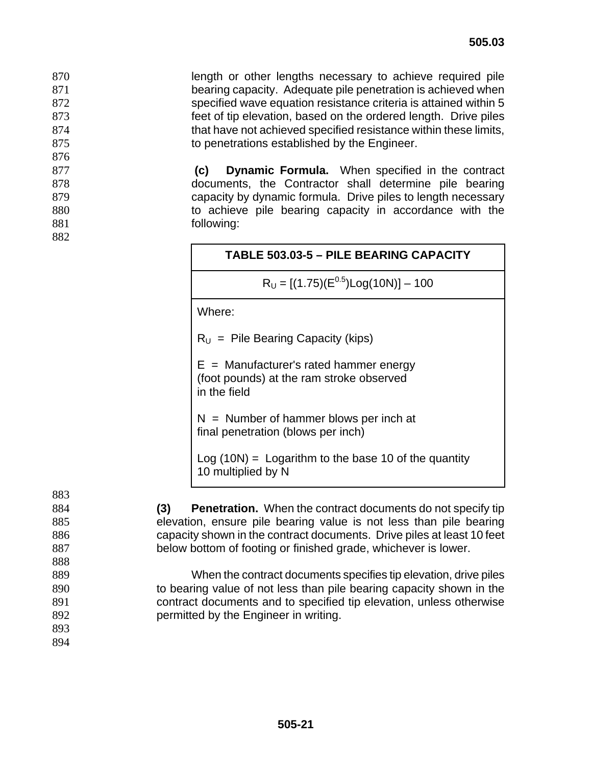length or other lengths necessary to achieve required pile bearing capacity. Adequate pile penetration is achieved when specified wave equation resistance criteria is attained within 5 feet of tip elevation, based on the ordered length. Drive piles that have not achieved specified resistance within these limits, to penetrations established by the Engineer.

**(c) Dynamic Formula.** When specified in the contract documents, the Contractor shall determine pile bearing capacity by dynamic formula. Drive piles to length necessary to achieve pile bearing capacity in accordance with the following:

| TABLE 503.03-5 – PILE BEARING CAPACITY |
|---|
| $R_U = [(1.75)(E^{0.5})\text{Log}(10N)] - 100$ |
| Where:<br><br>$R_U$ = Pile Bearing Capacity (kips)<br><br>$E$ = Manufacturer's rated hammer energy (foot pounds) at the ram stroke observed in the field<br><br>$N$ = Number of hammer blows per inch at final penetration (blows per inch)<br><br>Log (10N) = Logarithm to the base 10 of the quantity 10 multiplied by N |

**(3) Penetration.** When the contract documents do not specify tip elevation, ensure pile bearing value is not less than pile bearing capacity shown in the contract documents. Drive piles at least 10 feet below bottom of footing or finished grade, whichever is lower.

When the contract documents specifies tip elevation, drive piles to bearing value of not less than pile bearing capacity shown in the contract documents and to specified tip elevation, unless otherwise permitted by the Engineer in writing.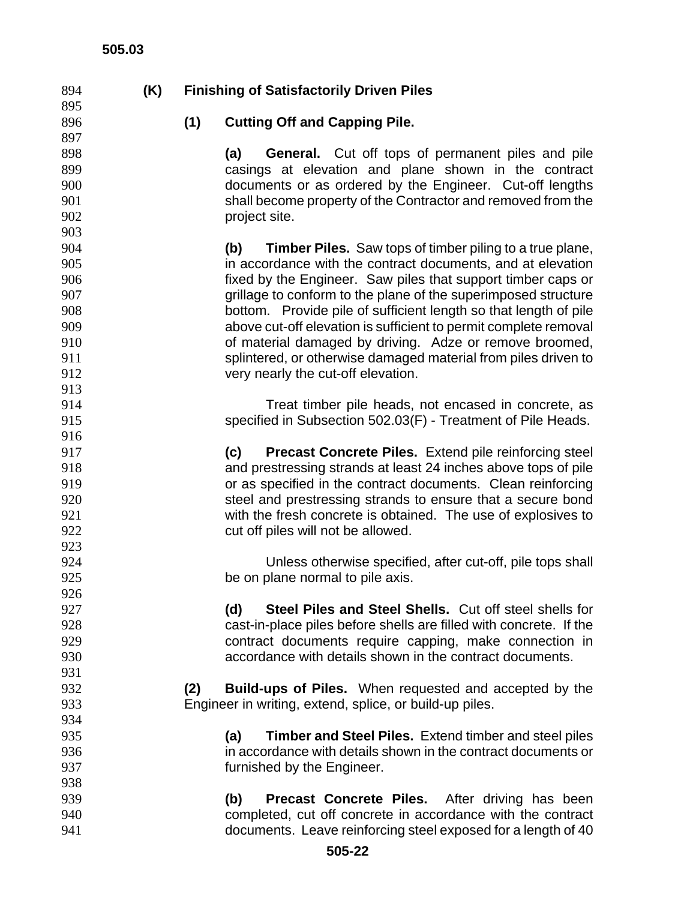**(K) Finishing of Satisfactorily Driven Piles**

**(1) Cutting Off and Capping Pile.**

**(a) General.** Cut off tops of permanent piles and pile casings at elevation and plane shown in the contract documents or as ordered by the Engineer. Cut-off lengths shall become property of the Contractor and removed from the project site.

**(b) Timber Piles.** Saw tops of timber piling to a true plane, in accordance with the contract documents, and at elevation fixed by the Engineer. Saw piles that support timber caps or grillage to conform to the plane of the superimposed structure bottom. Provide pile of sufficient length so that length of pile above cut-off elevation is sufficient to permit complete removal of material damaged by driving. Adze or remove broomed, splintered, or otherwise damaged material from piles driven to very nearly the cut-off elevation.

Treat timber pile heads, not encased in concrete, as specified in Subsection 502.03(F) - Treatment of Pile Heads.

**(c) Precast Concrete Piles.** Extend pile reinforcing steel and prestressing strands at least 24 inches above tops of pile or as specified in the contract documents. Clean reinforcing steel and prestressing strands to ensure that a secure bond with the fresh concrete is obtained. The use of explosives to cut off piles will not be allowed.

Unless otherwise specified, after cut-off, pile tops shall be on plane normal to pile axis.

**(d) Steel Piles and Steel Shells.** Cut off steel shells for cast-in-place piles before shells are filled with concrete. If the contract documents require capping, make connection in accordance with details shown in the contract documents.

**(2) Build-ups of Piles.** When requested and accepted by the Engineer in writing, extend, splice, or build-up piles.

**(a) Timber and Steel Piles.** Extend timber and steel piles in accordance with details shown in the contract documents or furnished by the Engineer.

**(b) Precast Concrete Piles.** After driving has been completed, cut off concrete in accordance with the contract documents. Leave reinforcing steel exposed for a length of 40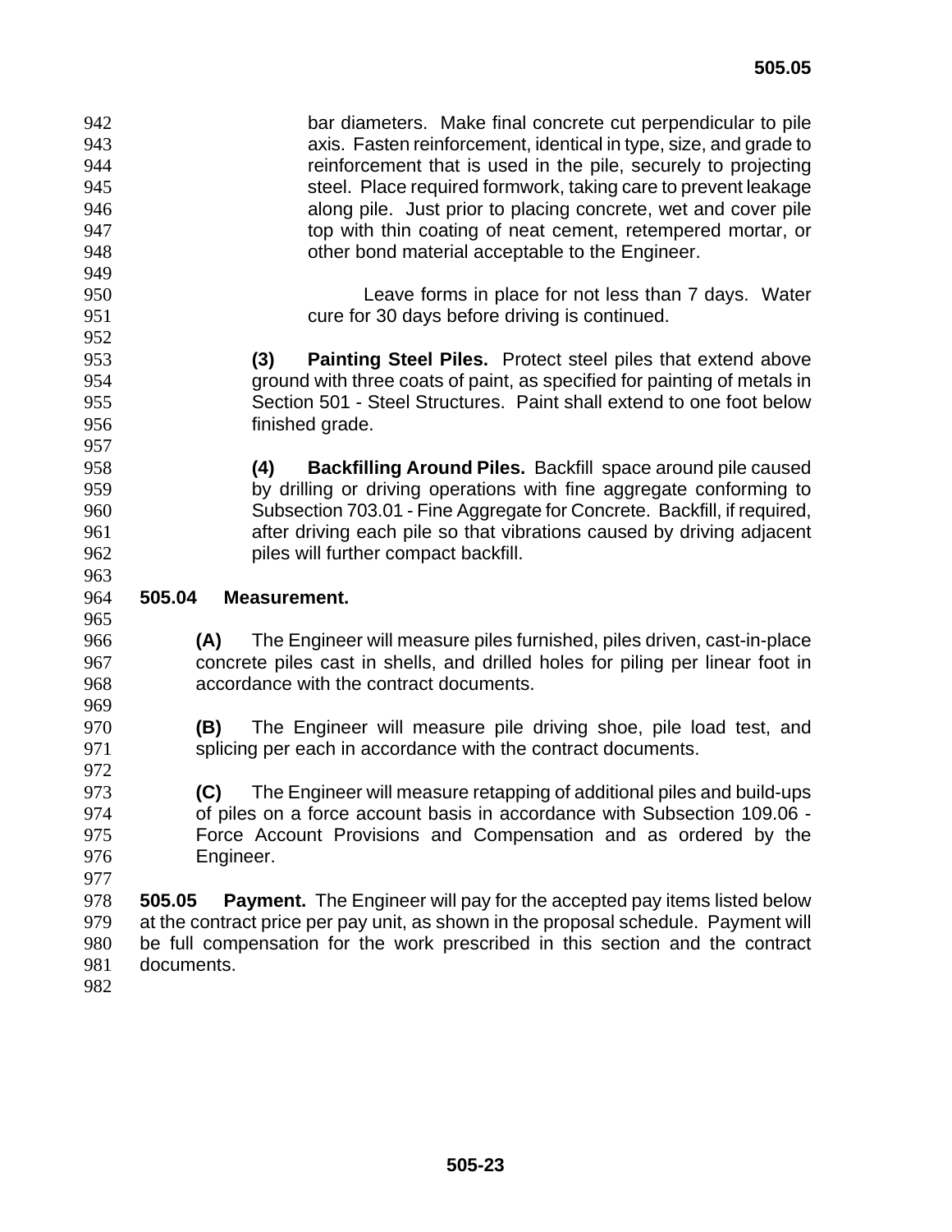bar diameters. Make final concrete cut perpendicular to pile axis. Fasten reinforcement, identical in type, size, and grade to reinforcement that is used in the pile, securely to projecting steel. Place required formwork, taking care to prevent leakage along pile. Just prior to placing concrete, wet and cover pile top with thin coating of neat cement, retempered mortar, or other bond material acceptable to the Engineer.

Leave forms in place for not less than 7 days. Water cure for 30 days before driving is continued.

**(3) Painting Steel Piles.** Protect steel piles that extend above ground with three coats of paint, as specified for painting of metals in Section 501 - Steel Structures. Paint shall extend to one foot below finished grade.

**(4) Backfilling Around Piles.** Backfill space around pile caused by drilling or driving operations with fine aggregate conforming to Subsection 703.01 - Fine Aggregate for Concrete. Backfill, if required, after driving each pile so that vibrations caused by driving adjacent piles will further compact backfill.

## 505.04 Measurement.

**(A)** The Engineer will measure piles furnished, piles driven, cast-in-place concrete piles cast in shells, and drilled holes for piling per linear foot in accordance with the contract documents.

**(B)** The Engineer will measure pile driving shoe, pile load test, and splicing per each in accordance with the contract documents.

**(C)** The Engineer will measure retapping of additional piles and build-ups of piles on a force account basis in accordance with Subsection 109.06 - Force Account Provisions and Compensation and as ordered by the Engineer.

**505.05 Payment.** The Engineer will pay for the accepted pay items listed below at the contract price per pay unit, as shown in the proposal schedule. Payment will be full compensation for the work prescribed in this section and the contract documents.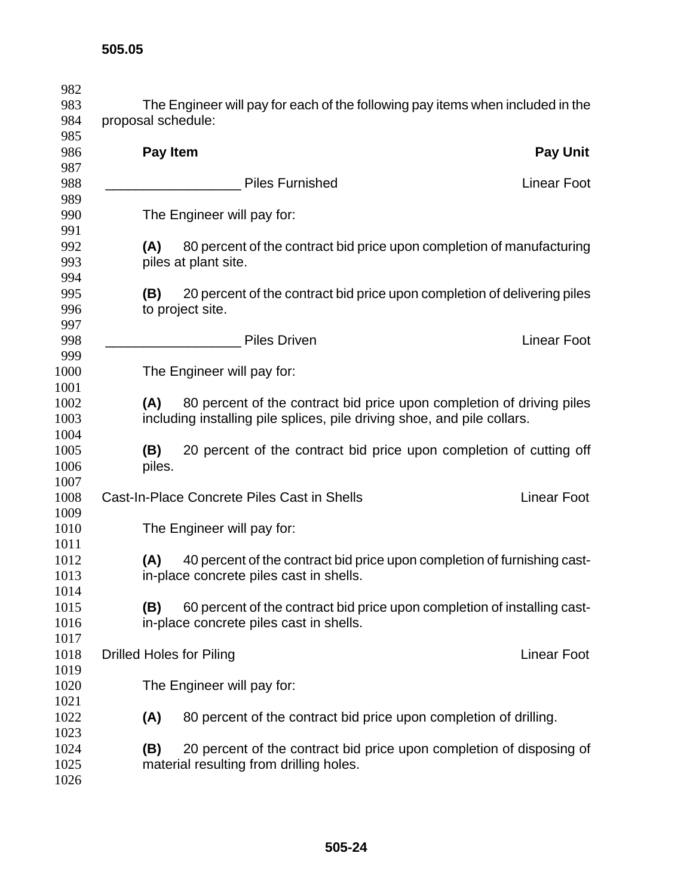The Engineer will pay for each of the following pay items when included in the proposal schedule:

| Pay Item | Pay Unit |
|---|---|
| __________________ Piles Furnished | Linear Foot |

The Engineer will pay for:

**(A)** 80 percent of the contract bid price upon completion of manufacturing piles at plant site.

**(B)** 20 percent of the contract bid price upon completion of delivering piles to project site.

| Pay Item | Pay Unit |
|---|---|
| __________________ Piles Driven | Linear Foot |

The Engineer will pay for:

**(A)** 80 percent of the contract bid price upon completion of driving piles including installing pile splices, pile driving shoe, and pile collars.

**(B)** 20 percent of the contract bid price upon completion of cutting off piles.

| Pay Item | Pay Unit |
|---|---|
| Cast-In-Place Concrete Piles Cast in Shells | Linear Foot |

The Engineer will pay for:

**(A)** 40 percent of the contract bid price upon completion of furnishing cast-in-place concrete piles cast in shells.

**(B)** 60 percent of the contract bid price upon completion of installing cast-in-place concrete piles cast in shells.

| Pay Item | Pay Unit |
|---|---|
| Drilled Holes for Piling | Linear Foot |

The Engineer will pay for:

**(A)** 80 percent of the contract bid price upon completion of drilling.

**(B)** 20 percent of the contract bid price upon completion of disposing of material resulting from drilling holes.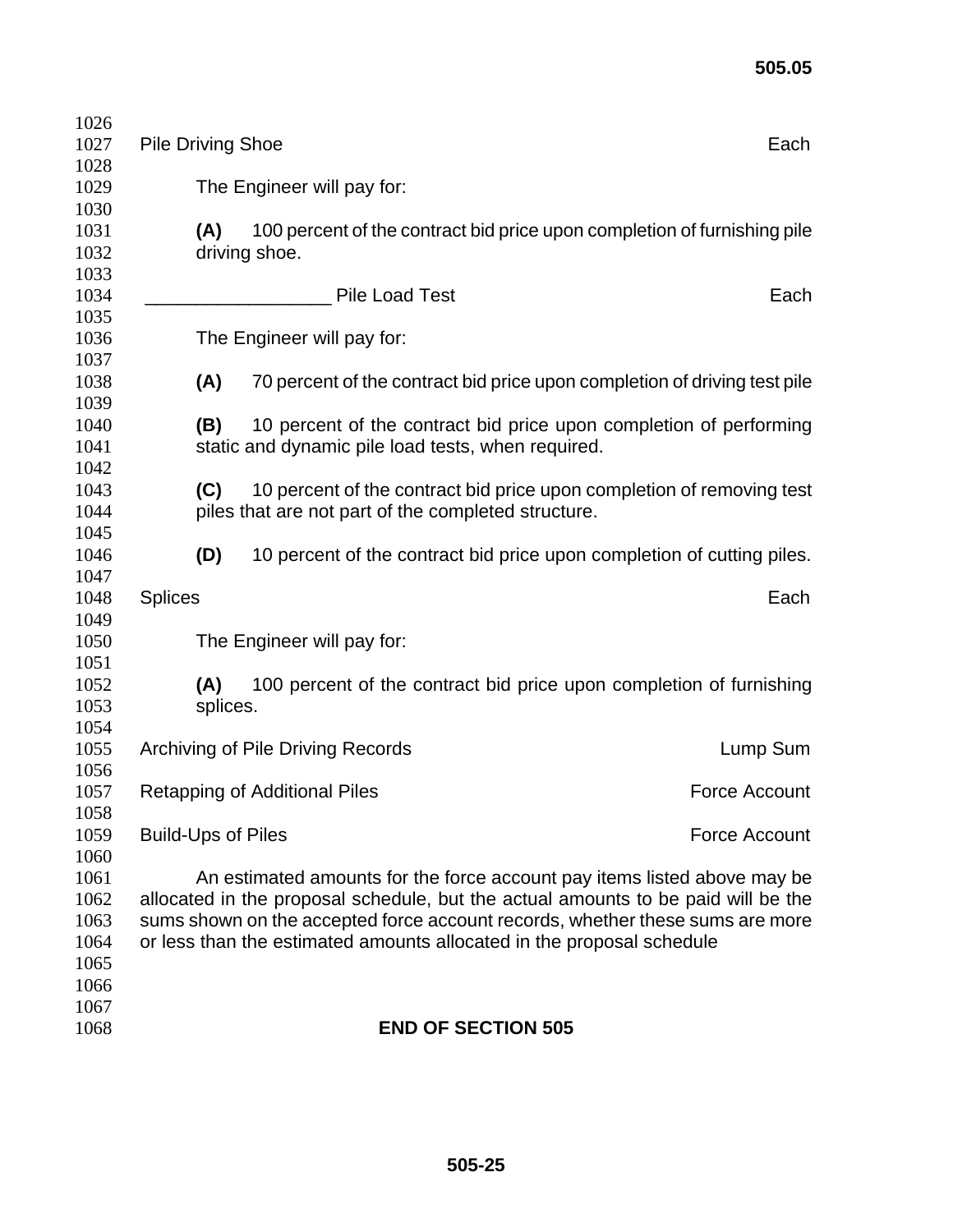Pile Driving Shoe Each

The Engineer will pay for:

**(A)** 100 percent of the contract bid price upon completion of furnishing pile driving shoe.

__________________ Pile Load Test Each

The Engineer will pay for:

**(A)** 70 percent of the contract bid price upon completion of driving test pile

**(B)** 10 percent of the contract bid price upon completion of performing static and dynamic pile load tests, when required.

**(C)** 10 percent of the contract bid price upon completion of removing test piles that are not part of the completed structure.

**(D)** 10 percent of the contract bid price upon completion of cutting piles.

Splices Each

The Engineer will pay for:

**(A)** 100 percent of the contract bid price upon completion of furnishing splices.

Archiving of Pile Driving Records Lump Sum

Retapping of Additional Piles Force Account

Build-Ups of Piles Force Account

An estimated amounts for the force account pay items listed above may be allocated in the proposal schedule, but the actual amounts to be paid will be the sums shown on the accepted force account records, whether these sums are more or less than the estimated amounts allocated in the proposal schedule

**END OF SECTION 505**